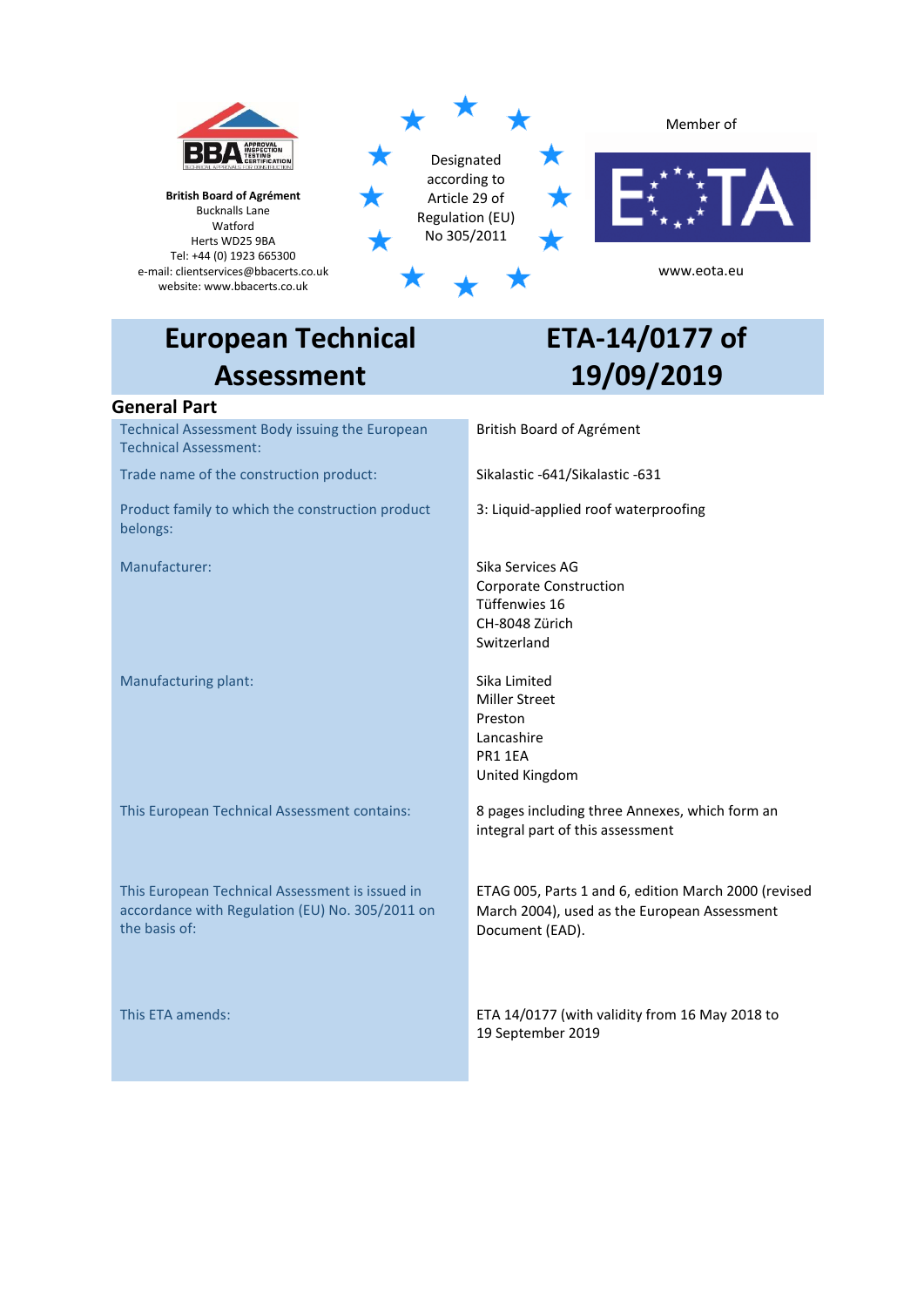**British Board of Agrément**
Bucknalls Lane
Watford
Herts WD25 9BA
Tel: +44 (0) 1923 665300
e-mail: clientservices@bbacerts.co.uk
website: www.bbacerts.co.uk

Designated according to Article 29 of Regulation (EU) No 305/2011

Member of EOTA

www.eota.eu

# European Technical Assessment

# ETA-14/0177 of 19/09/2019

## General Part

| | |
|---|---|
| Technical Assessment Body issuing the European Technical Assessment: | British Board of Agrément |
| Trade name of the construction product: | Sikalastic -641/Sikalastic -631 |
| Product family to which the construction product belongs: | 3: Liquid-applied roof waterproofing |
| Manufacturer: | Sika Services AG<br>Corporate Construction<br>Tüffenwies 16<br>CH-8048 Zürich<br>Switzerland |
| Manufacturing plant: | Sika Limited<br>Miller Street<br>Preston<br>Lancashire<br>PR1 1EA<br>United Kingdom |
| This European Technical Assessment contains: | 8 pages including three Annexes, which form an integral part of this assessment |
| This European Technical Assessment is issued in accordance with Regulation (EU) No. 305/2011 on the basis of: | ETAG 005, Parts 1 and 6, edition March 2000 (revised March 2004), used as the European Assessment Document (EAD). |
| This ETA amends: | ETA 14/0177 (with validity from 16 May 2018 to 19 September 2019 |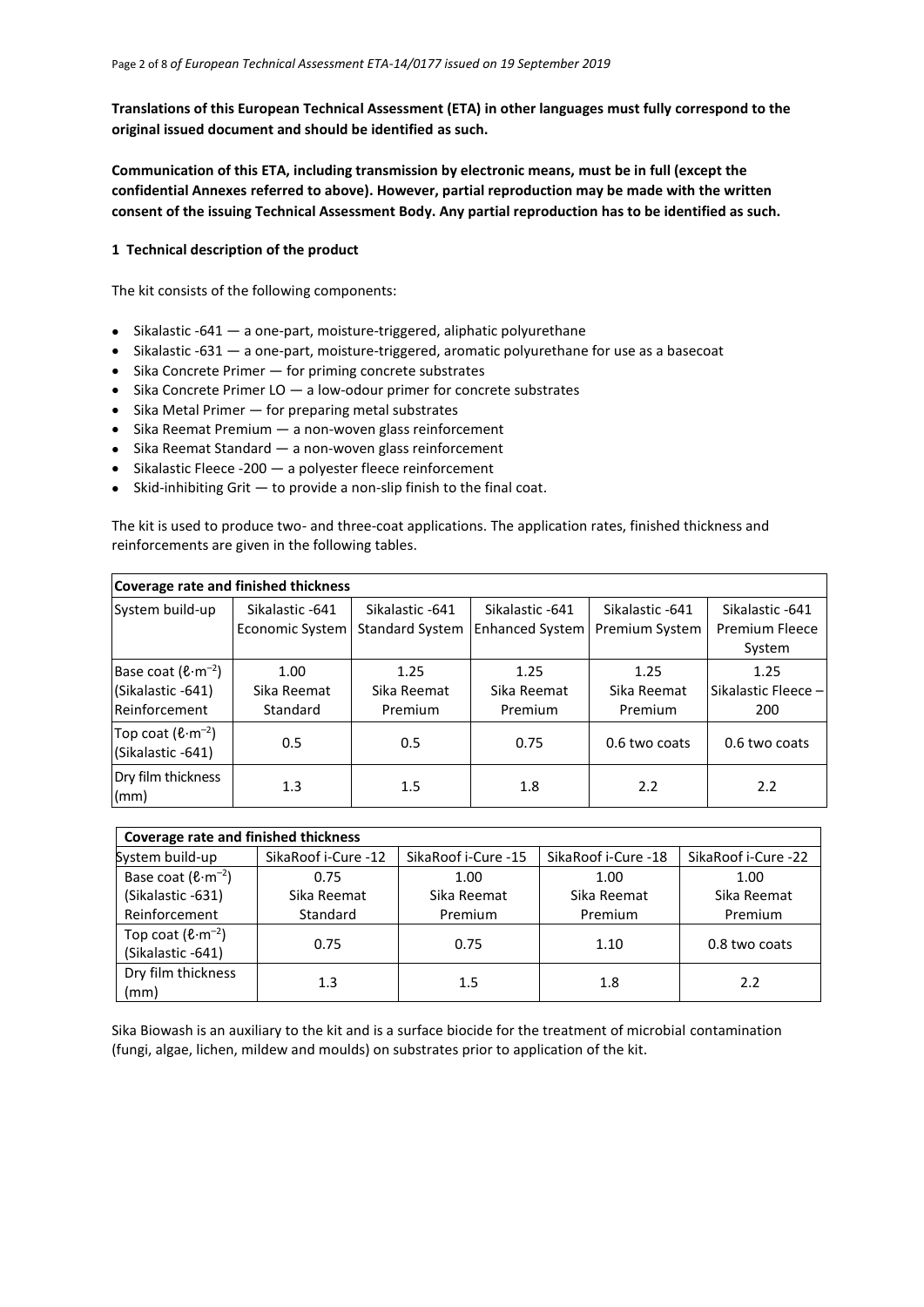**Translations of this European Technical Assessment (ETA) in other languages must fully correspond to the original issued document and should be identified as such.**

**Communication of this ETA, including transmission by electronic means, must be in full (except the confidential Annexes referred to above). However, partial reproduction may be made with the written consent of the issuing Technical Assessment Body. Any partial reproduction has to be identified as such.**

## 1 Technical description of the product

The kit consists of the following components:

- Sikalastic -641 — a one-part, moisture-triggered, aliphatic polyurethane
- Sikalastic -631 — a one-part, moisture-triggered, aromatic polyurethane for use as a basecoat
- Sika Concrete Primer — for priming concrete substrates
- Sika Concrete Primer LO — a low-odour primer for concrete substrates
- Sika Metal Primer — for preparing metal substrates
- Sika Reemat Premium — a non-woven glass reinforcement
- Sika Reemat Standard — a non-woven glass reinforcement
- Sikalastic Fleece -200 — a polyester fleece reinforcement
- Skid-inhibiting Grit — to provide a non-slip finish to the final coat.

The kit is used to produce two- and three-coat applications. The application rates, finished thickness and reinforcements are given in the following tables.

| **Coverage rate and finished thickness** | | | | | |
|---|---|---|---|---|---|
| System build-up | Sikalastic -641 Economic System | Sikalastic -641 Standard System | Sikalastic -641 Enhanced System | Sikalastic -641 Premium System | Sikalastic -641 Premium Fleece System |
| Base coat ($\ell \cdot m^{-2}$) (Sikalastic -641) Reinforcement | 1.00 Sika Reemat Standard | 1.25 Sika Reemat Premium | 1.25 Sika Reemat Premium | 1.25 Sika Reemat Premium | 1.25 Sikalastic Fleece – 200 |
| Top coat ($\ell \cdot m^{-2}$) (Sikalastic -641) | 0.5 | 0.5 | 0.75 | 0.6 two coats | 0.6 two coats |
| Dry film thickness (mm) | 1.3 | 1.5 | 1.8 | 2.2 | 2.2 |

| **Coverage rate and finished thickness** | | | | |
|---|---|---|---|---|
| System build-up | SikaRoof i-Cure -12 | SikaRoof i-Cure -15 | SikaRoof i-Cure -18 | SikaRoof i-Cure -22 |
| Base coat ($\ell \cdot m^{-2}$) (Sikalastic -631) Reinforcement | 0.75 Sika Reemat Standard | 1.00 Sika Reemat Premium | 1.00 Sika Reemat Premium | 1.00 Sika Reemat Premium |
| Top coat ($\ell \cdot m^{-2}$) (Sikalastic -641) | 0.75 | 0.75 | 1.10 | 0.8 two coats |
| Dry film thickness (mm) | 1.3 | 1.5 | 1.8 | 2.2 |

Sika Biowash is an auxiliary to the kit and is a surface biocide for the treatment of microbial contamination (fungi, algae, lichen, mildew and moulds) on substrates prior to application of the kit.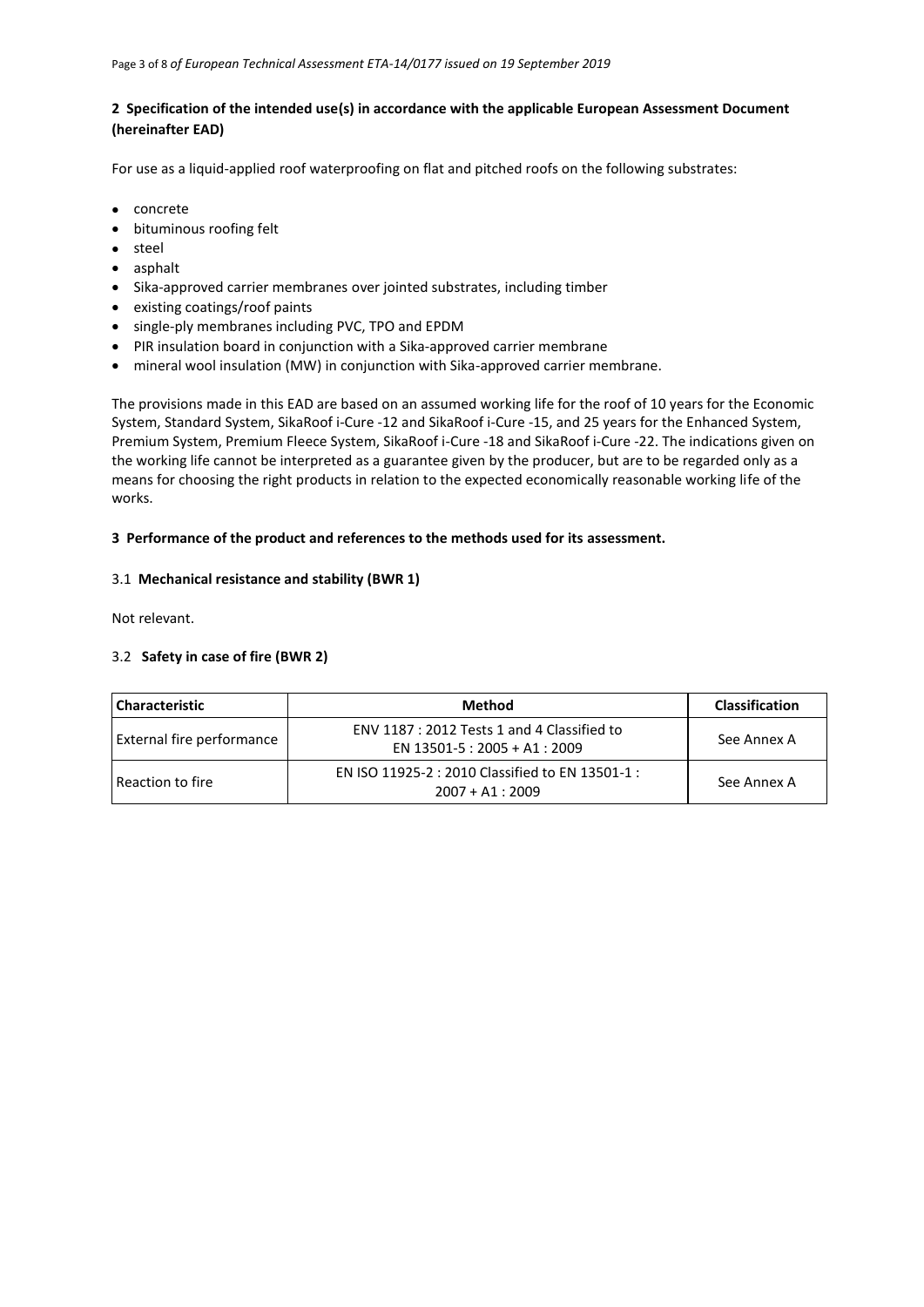## 2 Specification of the intended use(s) in accordance with the applicable European Assessment Document (hereinafter EAD)

For use as a liquid-applied roof waterproofing on flat and pitched roofs on the following substrates:

- concrete
- bituminous roofing felt
- steel
- asphalt
- Sika-approved carrier membranes over jointed substrates, including timber
- existing coatings/roof paints
- single-ply membranes including PVC, TPO and EPDM
- PIR insulation board in conjunction with a Sika-approved carrier membrane
- mineral wool insulation (MW) in conjunction with Sika-approved carrier membrane.

The provisions made in this EAD are based on an assumed working life for the roof of 10 years for the Economic System, Standard System, SikaRoof i-Cure -12 and SikaRoof i-Cure -15, and 25 years for the Enhanced System, Premium System, Premium Fleece System, SikaRoof i-Cure -18 and SikaRoof i-Cure -22. The indications given on the working life cannot be interpreted as a guarantee given by the producer, but are to be regarded only as a means for choosing the right products in relation to the expected economically reasonable working life of the works.

## 3 Performance of the product and references to the methods used for its assessment.

### 3.1 Mechanical resistance and stability (BWR 1)

Not relevant.

### 3.2 Safety in case of fire (BWR 2)

| Characteristic | Method | Classification |
|---|---|---|
| External fire performance | ENV 1187 : 2012 Tests 1 and 4 Classified to EN 13501-5 : 2005 + A1 : 2009 | See Annex A |
| Reaction to fire | EN ISO 11925-2 : 2010 Classified to EN 13501-1 : 2007 + A1 : 2009 | See Annex A |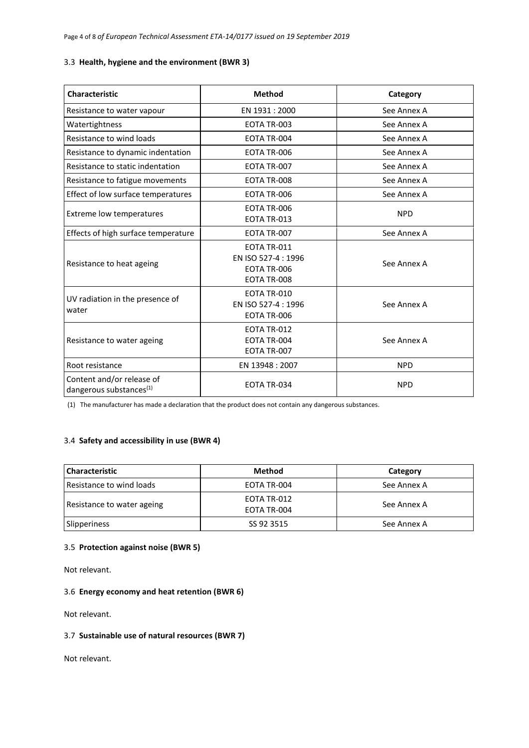### 3.3 **Health, hygiene and the environment (BWR 3)**

| Characteristic | Method | Category |
| --- | --- | --- |
| Resistance to water vapour | EN 1931 : 2000 | See Annex A |
| Watertightness | EOTA TR-003 | See Annex A |
| Resistance to wind loads | EOTA TR-004 | See Annex A |
| Resistance to dynamic indentation | EOTA TR-006 | See Annex A |
| Resistance to static indentation | EOTA TR-007 | See Annex A |
| Resistance to fatigue movements | EOTA TR-008 | See Annex A |
| Effect of low surface temperatures | EOTA TR-006 | See Annex A |
| Extreme low temperatures | EOTA TR-006<br>EOTA TR-013 | NPD |
| Effects of high surface temperature | EOTA TR-007 | See Annex A |
| Resistance to heat ageing | EOTA TR-011<br>EN ISO 527-4 : 1996<br>EOTA TR-006<br>EOTA TR-008 | See Annex A |
| UV radiation in the presence of water | EOTA TR-010<br>EN ISO 527-4 : 1996<br>EOTA TR-006 | See Annex A |
| Resistance to water ageing | EOTA TR-012<br>EOTA TR-004<br>EOTA TR-007 | See Annex A |
| Root resistance | EN 13948 : 2007 | NPD |
| Content and/or release of dangerous substances[(1)] | EOTA TR-034 | NPD |

(1) The manufacturer has made a declaration that the product does not contain any dangerous substances.

### 3.4 **Safety and accessibility in use (BWR 4)**

| Characteristic | Method | Category |
| --- | --- | --- |
| Resistance to wind loads | EOTA TR-004 | See Annex A |
| Resistance to water ageing | EOTA TR-012<br>EOTA TR-004 | See Annex A |
| Slipperiness | SS 92 3515 | See Annex A |

### 3.5 **Protection against noise (BWR 5)**

Not relevant.

### 3.6 **Energy economy and heat retention (BWR 6)**

Not relevant.

### 3.7 **Sustainable use of natural resources (BWR 7)**

Not relevant.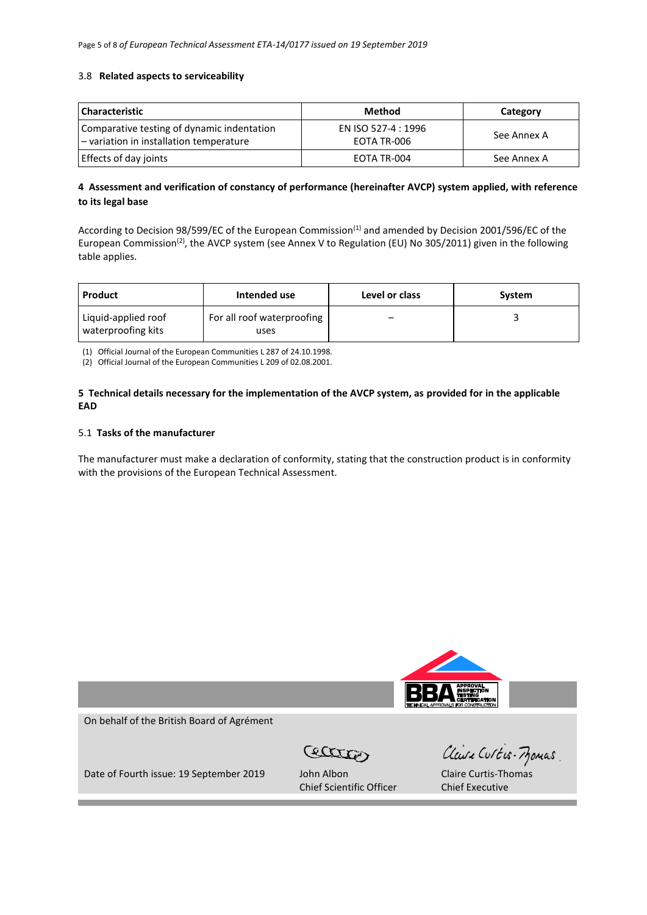### 3.8 Related aspects to serviceability

| Characteristic | Method | Category |
|---|---|---|
| Comparative testing of dynamic indentation – variation in installation temperature | EN ISO 527-4 : 1996<br>EOTA TR-006 | See Annex A |
| Effects of day joints | EOTA TR-004 | See Annex A |

## 4 Assessment and verification of constancy of performance (hereinafter AVCP) system applied, with reference to its legal base

According to Decision 98/599/EC of the European Commission[1] and amended by Decision 2001/596/EC of the European Commission[2], the AVCP system (see Annex V to Regulation (EU) No 305/2011) given in the following table applies.

| Product | Intended use | Level or class | System |
|---|---|---|---|
| Liquid-applied roof waterproofing kits | For all roof waterproofing uses | – | 3 |

(1) Official Journal of the European Communities L 287 of 24.10.1998.
(2) Official Journal of the European Communities L 209 of 02.08.2001.

## 5 Technical details necessary for the implementation of the AVCP system, as provided for in the applicable EAD

### 5.1 Tasks of the manufacturer

The manufacturer must make a declaration of conformity, stating that the construction product is in conformity with the provisions of the European Technical Assessment.

On behalf of the British Board of Agrément

Date of Fourth issue: 19 September 2019

John Albon
Chief Scientific Officer

Claire Curtis-Thomas
Chief Executive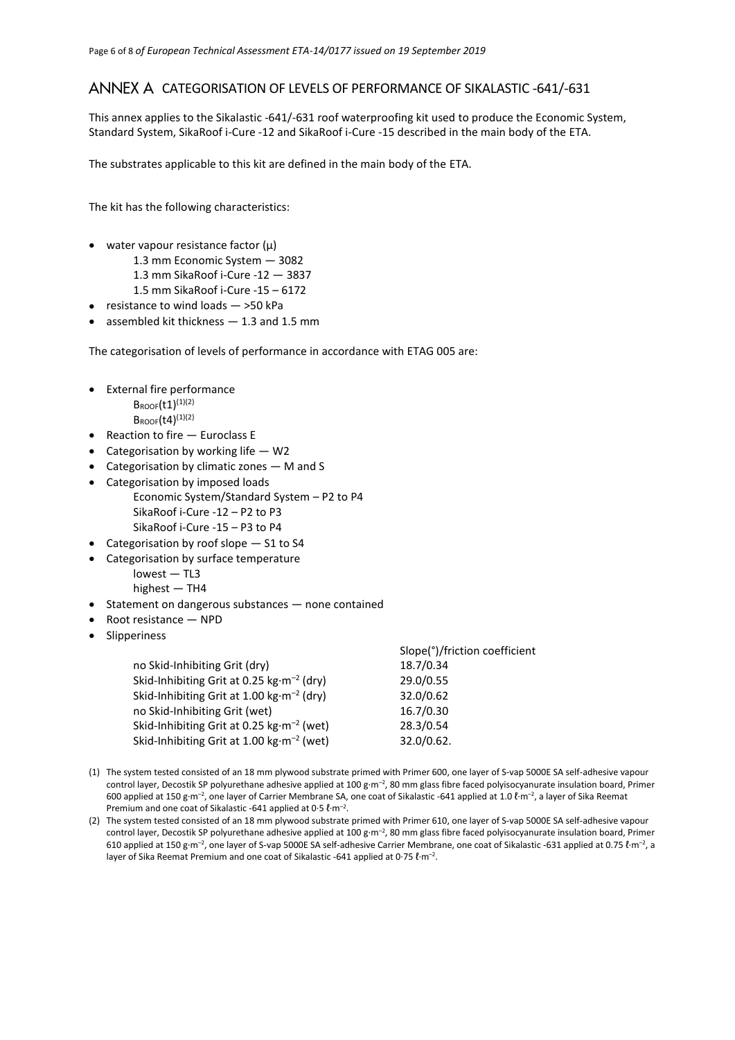## ANNEX A CATEGORISATION OF LEVELS OF PERFORMANCE OF SIKALASTIC -641/-631

This annex applies to the Sikalastic -641/-631 roof waterproofing kit used to produce the Economic System, Standard System, SikaRoof i-Cure -12 and SikaRoof i-Cure -15 described in the main body of the ETA.

The substrates applicable to this kit are defined in the main body of the ETA.

The kit has the following characteristics:

- water vapour resistance factor (μ)
  - 1.3 mm Economic System — 3082
  - 1.3 mm SikaRoof i-Cure -12 — 3837
  - 1.5 mm SikaRoof i-Cure -15 – 6172
- resistance to wind loads — >50 kPa
- assembled kit thickness — 1.3 and 1.5 mm

The categorisation of levels of performance in accordance with ETAG 005 are:

- External fire performance
  - $B_{ROOF}(t1)$[1][2]
  - $B_{ROOF}(t4)$[1][2]
- Reaction to fire — Euroclass E
- Categorisation by working life — W2
- Categorisation by climatic zones — M and S
- Categorisation by imposed loads
  - Economic System/Standard System – P2 to P4
  - SikaRoof i-Cure -12 – P2 to P3
  - SikaRoof i-Cure -15 – P3 to P4
- Categorisation by roof slope — S1 to S4
- Categorisation by surface temperature
  - lowest — TL3
  - highest — TH4
- Statement on dangerous substances — none contained
- Root resistance — NPD
- Slipperiness

| | Slope(°)/friction coefficient |
|---|---|
| no Skid-Inhibiting Grit (dry) | 18.7/0.34 |
| Skid-Inhibiting Grit at 0.25 kg·m$^{-2}$ (dry) | 29.0/0.55 |
| Skid-Inhibiting Grit at 1.00 kg·m$^{-2}$ (dry) | 32.0/0.62 |
| no Skid-Inhibiting Grit (wet) | 16.7/0.30 |
| Skid-Inhibiting Grit at 0.25 kg·m$^{-2}$ (wet) | 28.3/0.54 |
| Skid-Inhibiting Grit at 1.00 kg·m$^{-2}$ (wet) | 32.0/0.62. |

(1) The system tested consisted of an 18 mm plywood substrate primed with Primer 600, one layer of S-vap 5000E SA self-adhesive vapour control layer, Decostik SP polyurethane adhesive applied at 100 g·m$^{-2}$, 80 mm glass fibre faced polyisocyanurate insulation board, Primer 600 applied at 150 g·m$^{-2}$, one layer of Carrier Membrane SA, one coat of Sikalastic -641 applied at 1.0 ℓ·m$^{-2}$, a layer of Sika Reemat Premium and one coat of Sikalastic -641 applied at 0·5 ℓ·m$^{-2}$.

(2) The system tested consisted of an 18 mm plywood substrate primed with Primer 610, one layer of S-vap 5000E SA self-adhesive vapour control layer, Decostik SP polyurethane adhesive applied at 100 g·m$^{-2}$, 80 mm glass fibre faced polyisocyanurate insulation board, Primer 610 applied at 150 g·m$^{-2}$, one layer of S-vap 5000E SA self-adhesive Carrier Membrane, one coat of Sikalastic -631 applied at 0.75 ℓ·m$^{-2}$, a layer of Sika Reemat Premium and one coat of Sikalastic -641 applied at 0·75 ℓ·m$^{-2}$.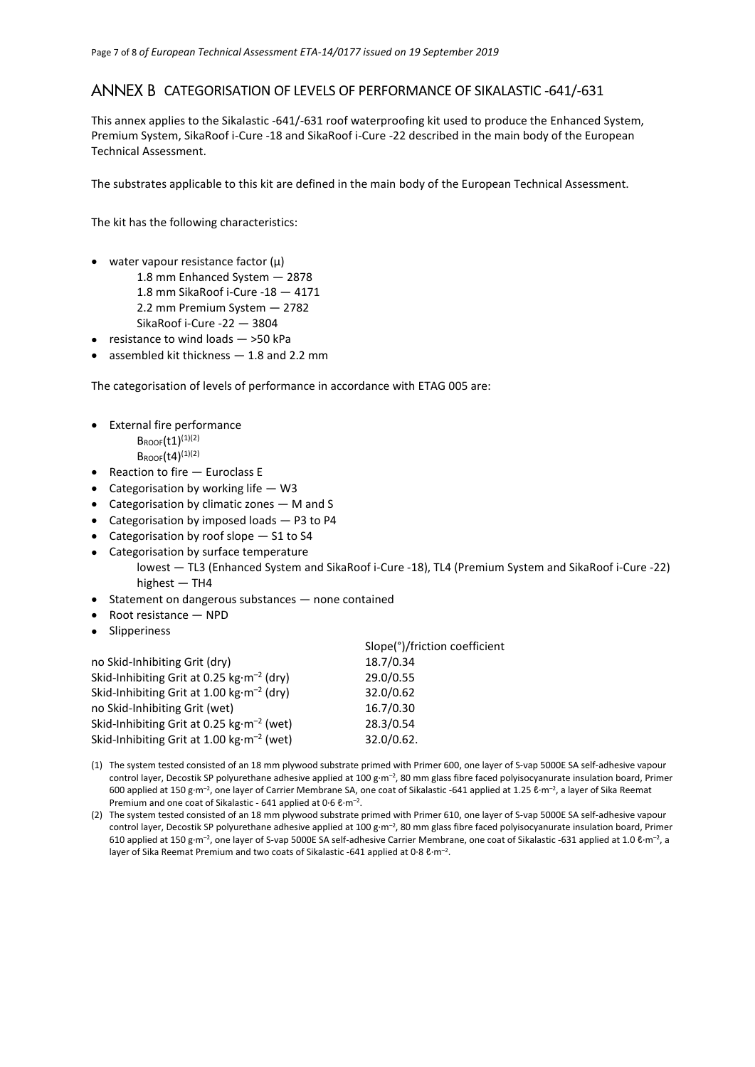## ANNEX B CATEGORISATION OF LEVELS OF PERFORMANCE OF SIKALASTIC -641/-631

This annex applies to the Sikalastic -641/-631 roof waterproofing kit used to produce the Enhanced System, Premium System, SikaRoof i-Cure -18 and SikaRoof i-Cure -22 described in the main body of the European Technical Assessment.

The substrates applicable to this kit are defined in the main body of the European Technical Assessment.

The kit has the following characteristics:

- water vapour resistance factor (μ)
  - 1.8 mm Enhanced System — 2878
  - 1.8 mm SikaRoof i-Cure -18 — 4171
  - 2.2 mm Premium System — 2782
  - SikaRoof i-Cure -22 — 3804
- resistance to wind loads — >50 kPa
- assembled kit thickness — 1.8 and 2.2 mm

The categorisation of levels of performance in accordance with ETAG 005 are:

- External fire performance
  - $B_{ROOF}$(t1)(1)(2)
  - $B_{ROOF}$(t4)(1)(2)
- Reaction to fire — Euroclass E
- Categorisation by working life — W3
- Categorisation by climatic zones — M and S
- Categorisation by imposed loads — P3 to P4
- Categorisation by roof slope — S1 to S4
- Categorisation by surface temperature
  - lowest — TL3 (Enhanced System and SikaRoof i-Cure -18), TL4 (Premium System and SikaRoof i-Cure -22)
  - highest — TH4
- Statement on dangerous substances — none contained
- Root resistance — NPD
- Slipperiness

| | Slope(°)/friction coefficient |
|---|---|
| no Skid-Inhibiting Grit (dry) | 18.7/0.34 |
| Skid-Inhibiting Grit at 0.25 kg·m$^{-2}$ (dry) | 29.0/0.55 |
| Skid-Inhibiting Grit at 1.00 kg·m$^{-2}$ (dry) | 32.0/0.62 |
| no Skid-Inhibiting Grit (wet) | 16.7/0.30 |
| Skid-Inhibiting Grit at 0.25 kg·m$^{-2}$ (wet) | 28.3/0.54 |
| Skid-Inhibiting Grit at 1.00 kg·m$^{-2}$ (wet) | 32.0/0.62. |

(1) The system tested consisted of an 18 mm plywood substrate primed with Primer 600, one layer of S-vap 5000E SA self-adhesive vapour control layer, Decostik SP polyurethane adhesive applied at 100 g·m$^{-2}$, 80 mm glass fibre faced polyisocyanurate insulation board, Primer 600 applied at 150 g·m$^{-2}$, one layer of Carrier Membrane SA, one coat of Sikalastic -641 applied at 1.25 ℓ·m$^{-2}$, a layer of Sika Reemat Premium and one coat of Sikalastic - 641 applied at 0·6 ℓ·m$^{-2}$.

(2) The system tested consisted of an 18 mm plywood substrate primed with Primer 610, one layer of S-vap 5000E SA self-adhesive vapour control layer, Decostik SP polyurethane adhesive applied at 100 g·m$^{-2}$, 80 mm glass fibre faced polyisocyanurate insulation board, Primer 610 applied at 150 g·m$^{-2}$, one layer of S-vap 5000E SA self-adhesive Carrier Membrane, one coat of Sikalastic -631 applied at 1.0 ℓ·m$^{-2}$, a layer of Sika Reemat Premium and two coats of Sikalastic -641 applied at 0·8 ℓ·m$^{-2}$.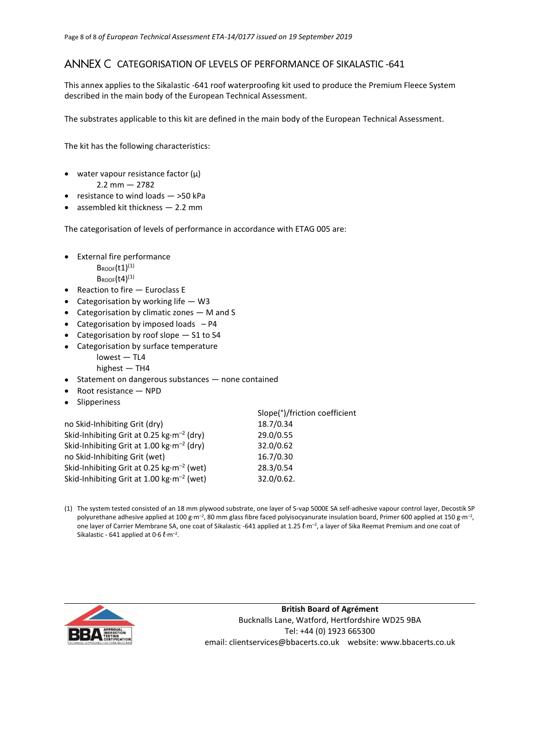## ANNEX C CATEGORISATION OF LEVELS OF PERFORMANCE OF SIKALASTIC -641

This annex applies to the Sikalastic -641 roof waterproofing kit used to produce the Premium Fleece System described in the main body of the European Technical Assessment.

The substrates applicable to this kit are defined in the main body of the European Technical Assessment.

The kit has the following characteristics:

- water vapour resistance factor (μ)
  2.2 mm — 2782
- resistance to wind loads — >50 kPa
- assembled kit thickness — 2.2 mm

The categorisation of levels of performance in accordance with ETAG 005 are:

- External fire performance
  $B_{ROOF}(t1)$[(1)]
  $B_{ROOF}(t4)$[(1)]
- Reaction to fire — Euroclass E
- Categorisation by working life — W3
- Categorisation by climatic zones — M and S
- Categorisation by imposed loads – P4
- Categorisation by roof slope — S1 to S4
- Categorisation by surface temperature
  lowest — TL4
  highest — TH4
- Statement on dangerous substances — none contained
- Root resistance — NPD
- Slipperiness

| | Slope(°)/friction coefficient |
|---|---|
| no Skid-Inhibiting Grit (dry) | 18.7/0.34 |
| Skid-Inhibiting Grit at 0.25 $kg{\cdot}m^{-2}$ (dry) | 29.0/0.55 |
| Skid-Inhibiting Grit at 1.00 $kg{\cdot}m^{-2}$ (dry) | 32.0/0.62 |
| no Skid-Inhibiting Grit (wet) | 16.7/0.30 |
| Skid-Inhibiting Grit at 0.25 $kg{\cdot}m^{-2}$ (wet) | 28.3/0.54 |
| Skid-Inhibiting Grit at 1.00 $kg{\cdot}m^{-2}$ (wet) | 32.0/0.62. |

(1) The system tested consisted of an 18 mm plywood substrate, one layer of S-vap 5000E SA self-adhesive vapour control layer, Decostik SP polyurethane adhesive applied at 100 $g{\cdot}m^{-2}$, 80 mm glass fibre faced polyisocyanurate insulation board, Primer 600 applied at 150 $g{\cdot}m^{-2}$, one layer of Carrier Membrane SA, one coat of Sikalastic -641 applied at 1.25 $\ell{\cdot}m^{-2}$, a layer of Sika Reemat Premium and one coat of Sikalastic - 641 applied at 0·6 $\ell{\cdot}m^{-2}$.

**British Board of Agrément**
Bucknalls Lane, Watford, Hertfordshire WD25 9BA
Tel: +44 (0) 1923 665300
email: clientservices@bbacerts.co.uk website: www.bbacerts.co.uk